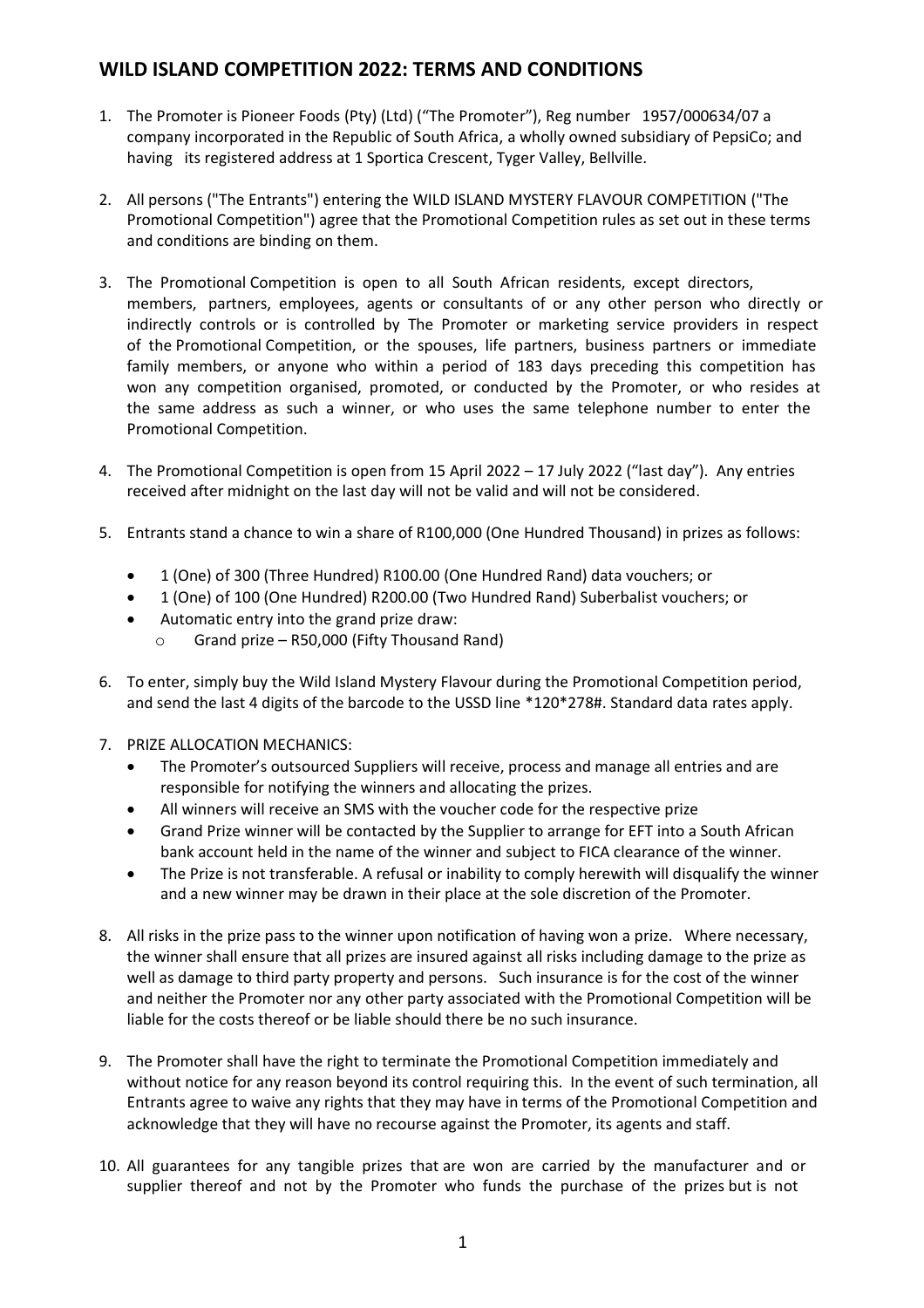## WILD ISLAND COMPETITION 2022: TERMS AND CONDITIONS

1. The Promoter is Pioneer Foods (Pty) (Ltd) ("The Promoter"), Reg number 1957/000634/07 a company incorporated in the Republic of South Africa, a wholly owned subsidiary of PepsiCo; and having its registered address at 1 Sportica Crescent, Tyger Valley, Bellville.

2. All persons ("The Entrants") entering the WILD ISLAND MYSTERY FLAVOUR COMPETITION ("The Promotional Competition") agree that the Promotional Competition rules as set out in these terms and conditions are binding on them.

3. The Promotional Competition is open to all South African residents, except directors, members, partners, employees, agents or consultants of or any other person who directly or indirectly controls or is controlled by The Promoter or marketing service providers in respect of the Promotional Competition, or the spouses, life partners, business partners or immediate family members, or anyone who within a period of 183 days preceding this competition has won any competition organised, promoted, or conducted by the Promoter, or who resides at the same address as such a winner, or who uses the same telephone number to enter the Promotional Competition.

4. The Promotional Competition is open from 15 April 2022 – 17 July 2022 ("last day"). Any entries received after midnight on the last day will not be valid and will not be considered.

5. Entrants stand a chance to win a share of R100,000 (One Hundred Thousand) in prizes as follows:

   - 1 (One) of 300 (Three Hundred) R100.00 (One Hundred Rand) data vouchers; or
   - 1 (One) of 100 (One Hundred) R200.00 (Two Hundred Rand) Suberbalist vouchers; or
   - Automatic entry into the grand prize draw:
     - Grand prize – R50,000 (Fifty Thousand Rand)

6. To enter, simply buy the Wild Island Mystery Flavour during the Promotional Competition period, and send the last 4 digits of the barcode to the USSD line *120*278#. Standard data rates apply.

7. PRIZE ALLOCATION MECHANICS:
   - The Promoter's outsourced Suppliers will receive, process and manage all entries and are responsible for notifying the winners and allocating the prizes.
   - All winners will receive an SMS with the voucher code for the respective prize
   - Grand Prize winner will be contacted by the Supplier to arrange for EFT into a South African bank account held in the name of the winner and subject to FICA clearance of the winner.
   - The Prize is not transferable. A refusal or inability to comply herewith will disqualify the winner and a new winner may be drawn in their place at the sole discretion of the Promoter.

8. All risks in the prize pass to the winner upon notification of having won a prize. Where necessary, the winner shall ensure that all prizes are insured against all risks including damage to the prize as well as damage to third party property and persons. Such insurance is for the cost of the winner and neither the Promoter nor any other party associated with the Promotional Competition will be liable for the costs thereof or be liable should there be no such insurance.

9. The Promoter shall have the right to terminate the Promotional Competition immediately and without notice for any reason beyond its control requiring this. In the event of such termination, all Entrants agree to waive any rights that they may have in terms of the Promotional Competition and acknowledge that they will have no recourse against the Promoter, its agents and staff.

10. All guarantees for any tangible prizes that are won are carried by the manufacturer and or supplier thereof and not by the Promoter who funds the purchase of the prizes but is not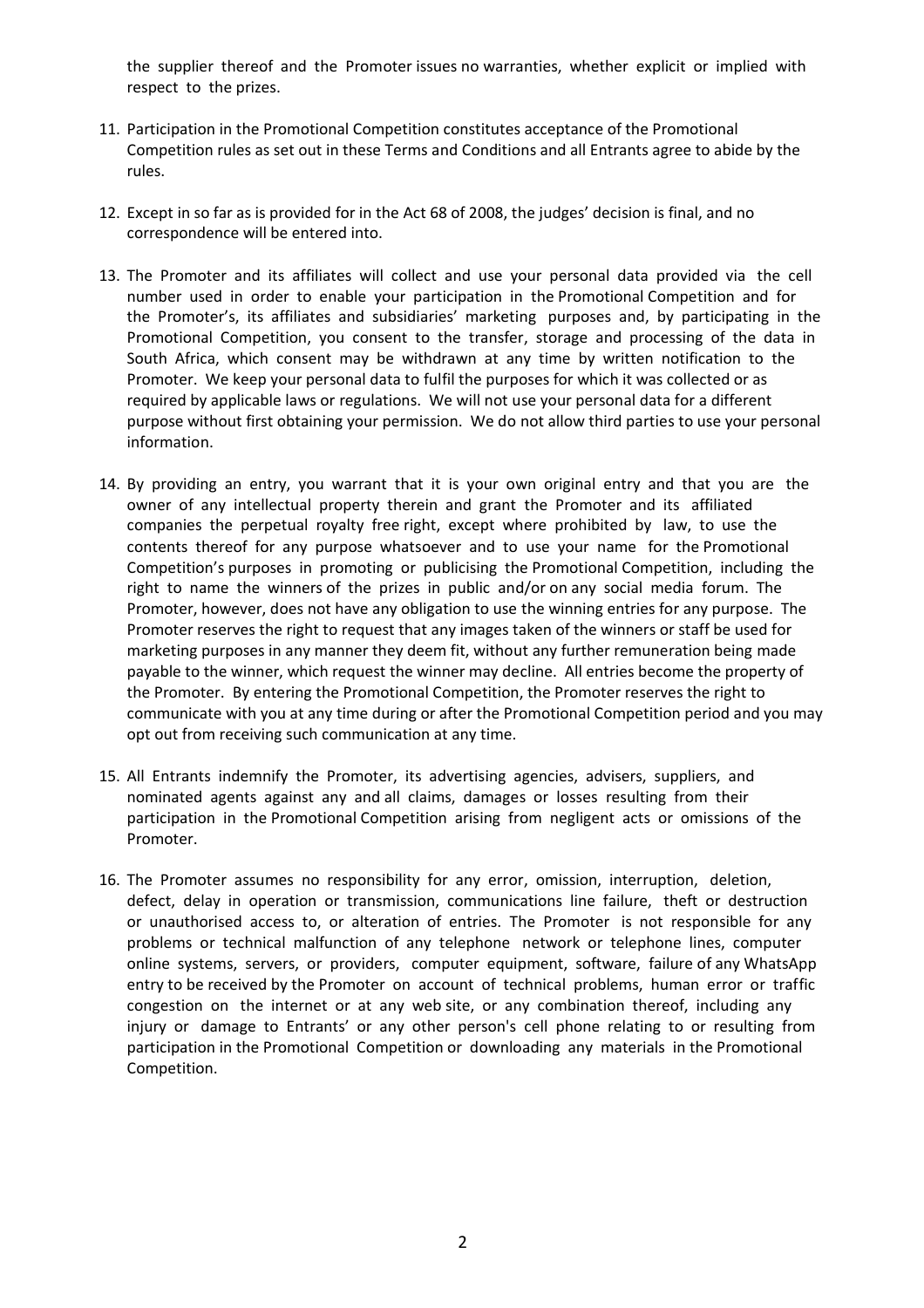the supplier thereof and the Promoter issues no warranties, whether explicit or implied with respect to the prizes.

11. Participation in the Promotional Competition constitutes acceptance of the Promotional Competition rules as set out in these Terms and Conditions and all Entrants agree to abide by the rules.

12. Except in so far as is provided for in the Act 68 of 2008, the judges' decision is final, and no correspondence will be entered into.

13. The Promoter and its affiliates will collect and use your personal data provided via the cell number used in order to enable your participation in the Promotional Competition and for the Promoter's, its affiliates and subsidiaries' marketing purposes and, by participating in the Promotional Competition, you consent to the transfer, storage and processing of the data in South Africa, which consent may be withdrawn at any time by written notification to the Promoter. We keep your personal data to fulfil the purposes for which it was collected or as required by applicable laws or regulations. We will not use your personal data for a different purpose without first obtaining your permission. We do not allow third parties to use your personal information.

14. By providing an entry, you warrant that it is your own original entry and that you are the owner of any intellectual property therein and grant the Promoter and its affiliated companies the perpetual royalty free right, except where prohibited by law, to use the contents thereof for any purpose whatsoever and to use your name for the Promotional Competition's purposes in promoting or publicising the Promotional Competition, including the right to name the winners of the prizes in public and/or on any social media forum. The Promoter, however, does not have any obligation to use the winning entries for any purpose. The Promoter reserves the right to request that any images taken of the winners or staff be used for marketing purposes in any manner they deem fit, without any further remuneration being made payable to the winner, which request the winner may decline. All entries become the property of the Promoter. By entering the Promotional Competition, the Promoter reserves the right to communicate with you at any time during or after the Promotional Competition period and you may opt out from receiving such communication at any time.

15. All Entrants indemnify the Promoter, its advertising agencies, advisers, suppliers, and nominated agents against any and all claims, damages or losses resulting from their participation in the Promotional Competition arising from negligent acts or omissions of the Promoter.

16. The Promoter assumes no responsibility for any error, omission, interruption, deletion, defect, delay in operation or transmission, communications line failure, theft or destruction or unauthorised access to, or alteration of entries. The Promoter is not responsible for any problems or technical malfunction of any telephone network or telephone lines, computer online systems, servers, or providers, computer equipment, software, failure of any WhatsApp entry to be received by the Promoter on account of technical problems, human error or traffic congestion on the internet or at any web site, or any combination thereof, including any injury or damage to Entrants' or any other person's cell phone relating to or resulting from participation in the Promotional Competition or downloading any materials in the Promotional Competition.